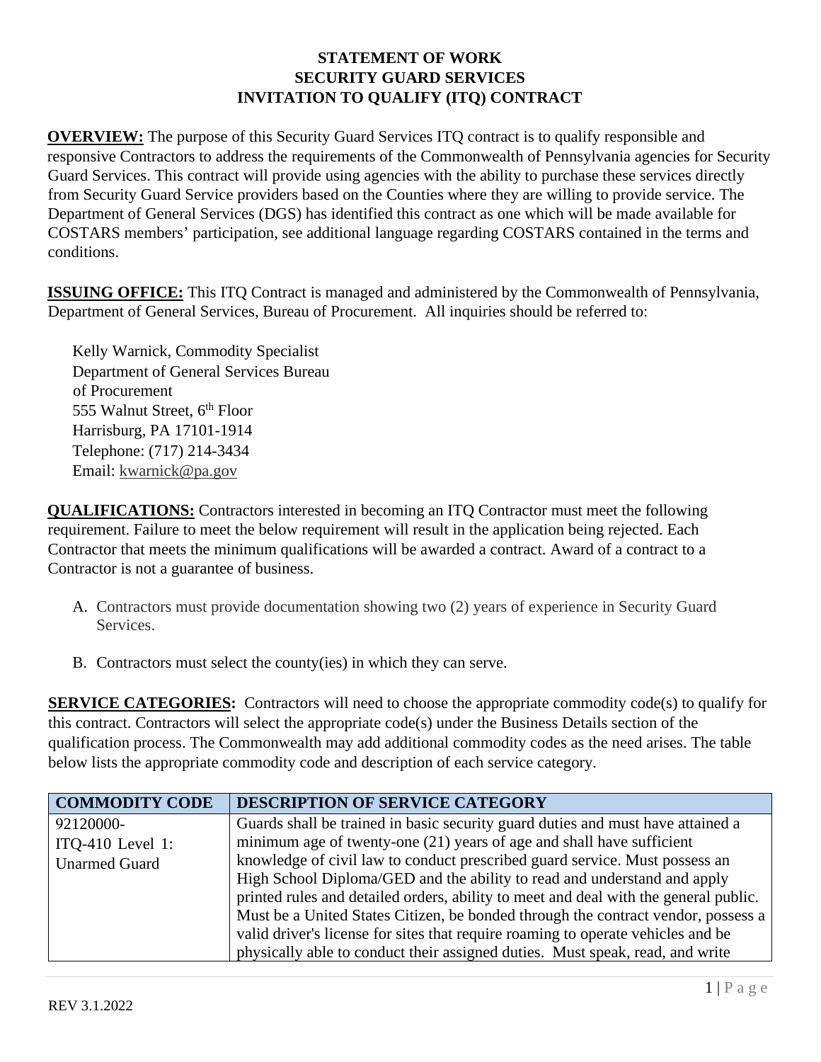# STATEMENT OF WORK
# SECURITY GUARD SERVICES
# INVITATION TO QUALIFY (ITQ) CONTRACT

**OVERVIEW:** The purpose of this Security Guard Services ITQ contract is to qualify responsible and responsive Contractors to address the requirements of the Commonwealth of Pennsylvania agencies for Security Guard Services. This contract will provide using agencies with the ability to purchase these services directly from Security Guard Service providers based on the Counties where they are willing to provide service. The Department of General Services (DGS) has identified this contract as one which will be made available for COSTARS members' participation, see additional language regarding COSTARS contained in the terms and conditions.

**ISSUING OFFICE:** This ITQ Contract is managed and administered by the Commonwealth of Pennsylvania, Department of General Services, Bureau of Procurement. All inquiries should be referred to:

Kelly Warnick, Commodity Specialist
Department of General Services Bureau of Procurement
555 Walnut Street, 6th Floor
Harrisburg, PA 17101-1914
Telephone: (717) 214-3434
Email: kwarnick@pa.gov

**QUALIFICATIONS:** Contractors interested in becoming an ITQ Contractor must meet the following requirement. Failure to meet the below requirement will result in the application being rejected. Each Contractor that meets the minimum qualifications will be awarded a contract. Award of a contract to a Contractor is not a guarantee of business.

A. Contractors must provide documentation showing two (2) years of experience in Security Guard Services.

B. Contractors must select the county(ies) in which they can serve.

**SERVICE CATEGORIES:** Contractors will need to choose the appropriate commodity code(s) to qualify for this contract. Contractors will select the appropriate code(s) under the Business Details section of the qualification process. The Commonwealth may add additional commodity codes as the need arises. The table below lists the appropriate commodity code and description of each service category.

| COMMODITY CODE | DESCRIPTION OF SERVICE CATEGORY |
| --- | --- |
| 92120000-ITQ-410 Level 1: Unarmed Guard | Guards shall be trained in basic security guard duties and must have attained a minimum age of twenty-one (21) years of age and shall have sufficient knowledge of civil law to conduct prescribed guard service. Must possess an High School Diploma/GED and the ability to read and understand and apply printed rules and detailed orders, ability to meet and deal with the general public. Must be a United States Citizen, be bonded through the contract vendor, possess a valid driver's license for sites that require roaming to operate vehicles and be physically able to conduct their assigned duties. Must speak, read, and write |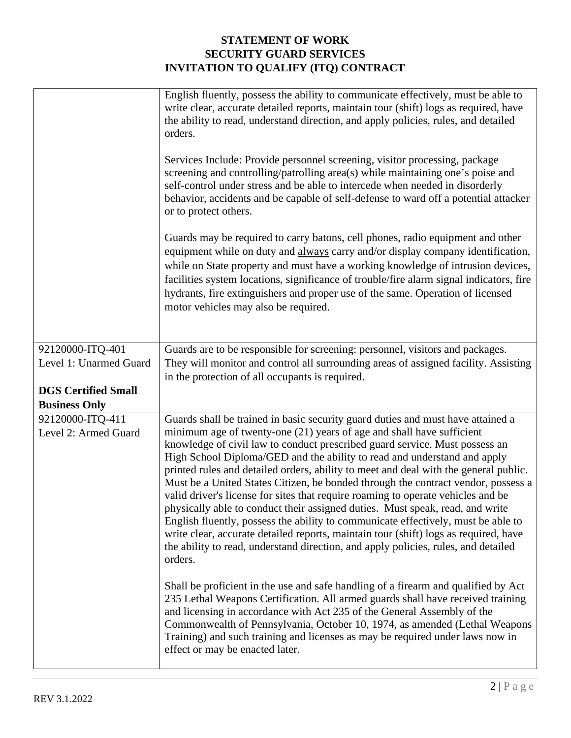**STATEMENT OF WORK**
**SECURITY GUARD SERVICES**
**INVITATION TO QUALIFY (ITQ) CONTRACT**

| | |
|---|---|
| | English fluently, possess the ability to communicate effectively, must be able to write clear, accurate detailed reports, maintain tour (shift) logs as required, have the ability to read, understand direction, and apply policies, rules, and detailed orders.<br><br>Services Include: Provide personnel screening, visitor processing, package screening and controlling/patrolling area(s) while maintaining one's poise and self-control under stress and be able to intercede when needed in disorderly behavior, accidents and be capable of self-defense to ward off a potential attacker or to protect others.<br><br>Guards may be required to carry batons, cell phones, radio equipment and other equipment while on duty and <u>always</u> carry and/or display company identification, while on State property and must have a working knowledge of intrusion devices, facilities system locations, significance of trouble/fire alarm signal indicators, fire hydrants, fire extinguishers and proper use of the same. Operation of licensed motor vehicles may also be required. |
| 92120000-ITQ-401<br>Level 1: Unarmed Guard<br><br>**DGS Certified Small Business Only** | Guards are to be responsible for screening: personnel, visitors and packages. They will monitor and control all surrounding areas of assigned facility. Assisting in the protection of all occupants is required. |
| 92120000-ITQ-411<br>Level 2: Armed Guard | Guards shall be trained in basic security guard duties and must have attained a minimum age of twenty-one (21) years of age and shall have sufficient knowledge of civil law to conduct prescribed guard service. Must possess an High School Diploma/GED and the ability to read and understand and apply printed rules and detailed orders, ability to meet and deal with the general public. Must be a United States Citizen, be bonded through the contract vendor, possess a valid driver's license for sites that require roaming to operate vehicles and be physically able to conduct their assigned duties. Must speak, read, and write English fluently, possess the ability to communicate effectively, must be able to write clear, accurate detailed reports, maintain tour (shift) logs as required, have the ability to read, understand direction, and apply policies, rules, and detailed orders.<br><br>Shall be proficient in the use and safe handling of a firearm and qualified by Act 235 Lethal Weapons Certification. All armed guards shall have received training and licensing in accordance with Act 235 of the General Assembly of the Commonwealth of Pennsylvania, October 10, 1974, as amended (Lethal Weapons Training) and such training and licenses as may be required under laws now in effect or may be enacted later. |

REV 3.1.2022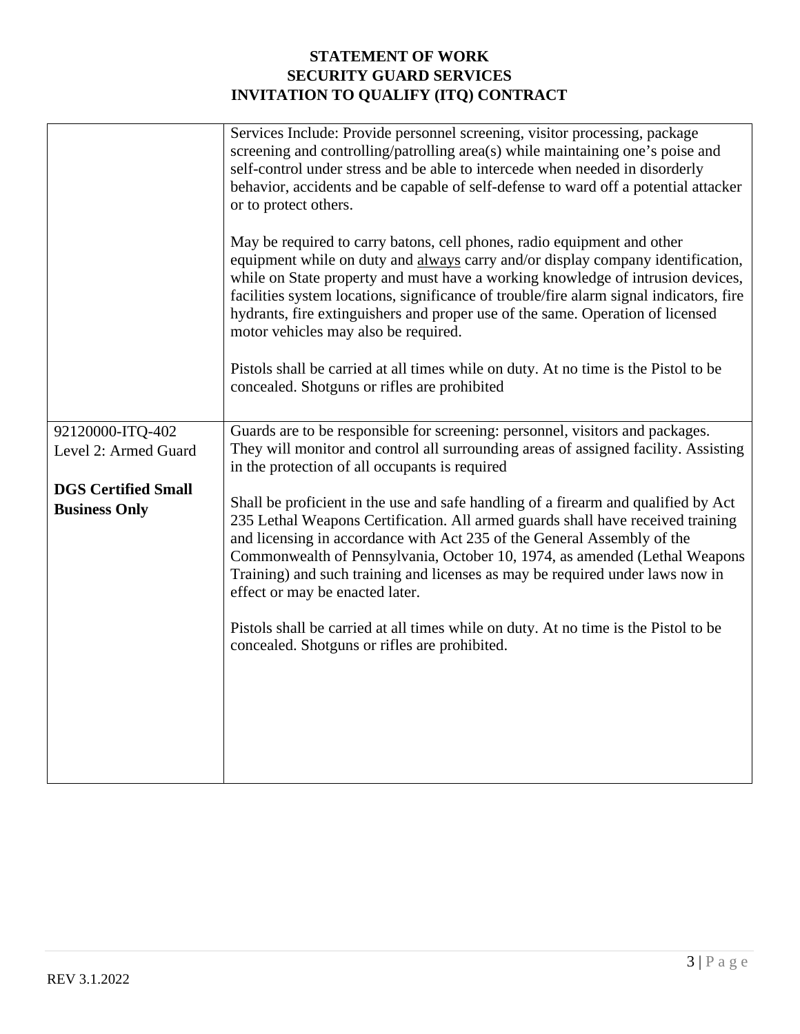# STATEMENT OF WORK
# SECURITY GUARD SERVICES
# INVITATION TO QUALIFY (ITQ) CONTRACT

| | |
|---|---|
| | Services Include: Provide personnel screening, visitor processing, package screening and controlling/patrolling area(s) while maintaining one's poise and self-control under stress and be able to intercede when needed in disorderly behavior, accidents and be capable of self-defense to ward off a potential attacker or to protect others.<br><br>May be required to carry batons, cell phones, radio equipment and other equipment while on duty and <u>always</u> carry and/or display company identification, while on State property and must have a working knowledge of intrusion devices, facilities system locations, significance of trouble/fire alarm signal indicators, fire hydrants, fire extinguishers and proper use of the same. Operation of licensed motor vehicles may also be required.<br><br>Pistols shall be carried at all times while on duty. At no time is the Pistol to be concealed. Shotguns or rifles are prohibited |
| 92120000-ITQ-402<br>Level 2: Armed Guard<br><br>**DGS Certified Small Business Only** | Guards are to be responsible for screening: personnel, visitors and packages. They will monitor and control all surrounding areas of assigned facility. Assisting in the protection of all occupants is required<br><br>Shall be proficient in the use and safe handling of a firearm and qualified by Act 235 Lethal Weapons Certification. All armed guards shall have received training and licensing in accordance with Act 235 of the General Assembly of the Commonwealth of Pennsylvania, October 10, 1974, as amended (Lethal Weapons Training) and such training and licenses as may be required under laws now in effect or may be enacted later.<br><br>Pistols shall be carried at all times while on duty. At no time is the Pistol to be concealed. Shotguns or rifles are prohibited. |

REV 3.1.2022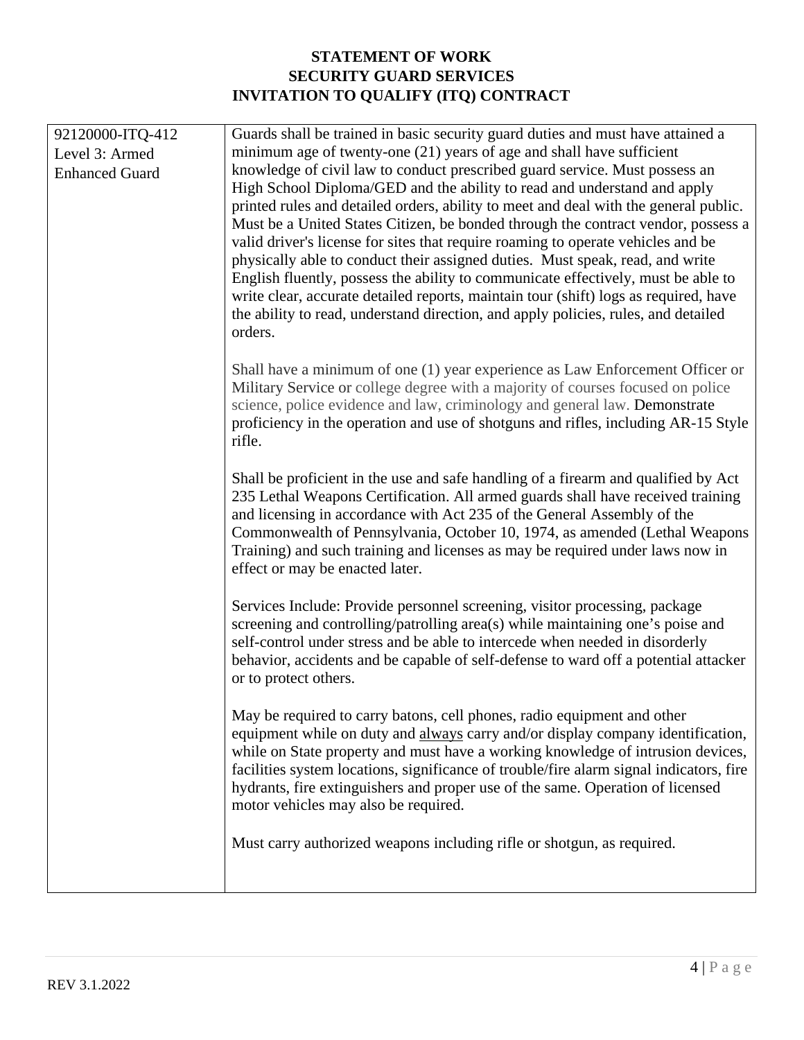**STATEMENT OF WORK**
**SECURITY GUARD SERVICES**
**INVITATION TO QUALIFY (ITQ) CONTRACT**

| | |
|---|---|
| 92120000-ITQ-412<br>Level 3: Armed Enhanced Guard | Guards shall be trained in basic security guard duties and must have attained a minimum age of twenty-one (21) years of age and shall have sufficient knowledge of civil law to conduct prescribed guard service. Must possess an High School Diploma/GED and the ability to read and understand and apply printed rules and detailed orders, ability to meet and deal with the general public. Must be a United States Citizen, be bonded through the contract vendor, possess a valid driver's license for sites that require roaming to operate vehicles and be physically able to conduct their assigned duties. Must speak, read, and write English fluently, possess the ability to communicate effectively, must be able to write clear, accurate detailed reports, maintain tour (shift) logs as required, have the ability to read, understand direction, and apply policies, rules, and detailed orders.<br><br>Shall have a minimum of one (1) year experience as Law Enforcement Officer or Military Service or college degree with a majority of courses focused on police science, police evidence and law, criminology and general law. Demonstrate proficiency in the operation and use of shotguns and rifles, including AR-15 Style rifle.<br><br>Shall be proficient in the use and safe handling of a firearm and qualified by Act 235 Lethal Weapons Certification. All armed guards shall have received training and licensing in accordance with Act 235 of the General Assembly of the Commonwealth of Pennsylvania, October 10, 1974, as amended (Lethal Weapons Training) and such training and licenses as may be required under laws now in effect or may be enacted later.<br><br>Services Include: Provide personnel screening, visitor processing, package screening and controlling/patrolling area(s) while maintaining one's poise and self-control under stress and be able to intercede when needed in disorderly behavior, accidents and be capable of self-defense to ward off a potential attacker or to protect others.<br><br>May be required to carry batons, cell phones, radio equipment and other equipment while on duty and always carry and/or display company identification, while on State property and must have a working knowledge of intrusion devices, facilities system locations, significance of trouble/fire alarm signal indicators, fire hydrants, fire extinguishers and proper use of the same. Operation of licensed motor vehicles may also be required.<br><br>Must carry authorized weapons including rifle or shotgun, as required. |

REV 3.1.2022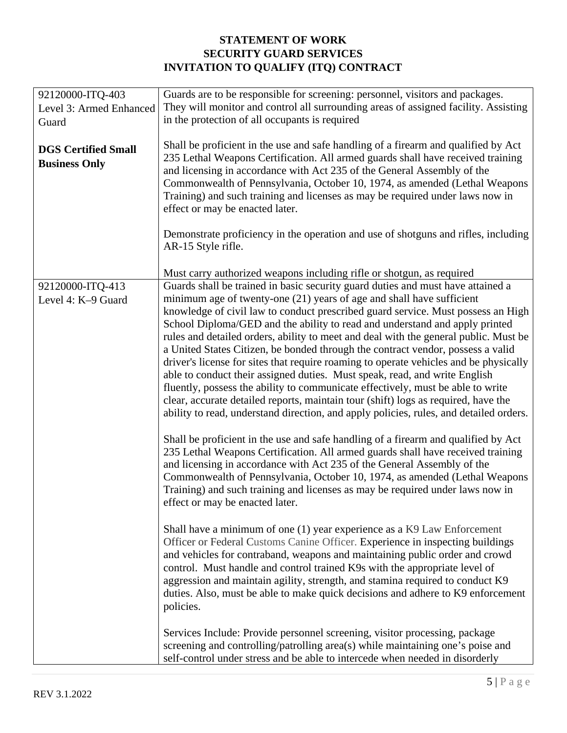# STATEMENT OF WORK
# SECURITY GUARD SERVICES
# INVITATION TO QUALIFY (ITQ) CONTRACT

| | |
|---|---|
| 92120000-ITQ-403<br>Level 3: Armed Enhanced Guard<br><br>**DGS Certified Small Business Only** | Guards are to be responsible for screening: personnel, visitors and packages. They will monitor and control all surrounding areas of assigned facility. Assisting in the protection of all occupants is required<br><br>Shall be proficient in the use and safe handling of a firearm and qualified by Act 235 Lethal Weapons Certification. All armed guards shall have received training and licensing in accordance with Act 235 of the General Assembly of the Commonwealth of Pennsylvania, October 10, 1974, as amended (Lethal Weapons Training) and such training and licenses as may be required under laws now in effect or may be enacted later.<br><br>Demonstrate proficiency in the operation and use of shotguns and rifles, including AR-15 Style rifle.<br><br>Must carry authorized weapons including rifle or shotgun, as required |
| 92120000-ITQ-413<br>Level 4: K–9 Guard | Guards shall be trained in basic security guard duties and must have attained a minimum age of twenty-one (21) years of age and shall have sufficient knowledge of civil law to conduct prescribed guard service. Must possess an High School Diploma/GED and the ability to read and understand and apply printed rules and detailed orders, ability to meet and deal with the general public. Must be a United States Citizen, be bonded through the contract vendor, possess a valid driver's license for sites that require roaming to operate vehicles and be physically able to conduct their assigned duties. Must speak, read, and write English fluently, possess the ability to communicate effectively, must be able to write clear, accurate detailed reports, maintain tour (shift) logs as required, have the ability to read, understand direction, and apply policies, rules, and detailed orders.<br><br>Shall be proficient in the use and safe handling of a firearm and qualified by Act 235 Lethal Weapons Certification. All armed guards shall have received training and licensing in accordance with Act 235 of the General Assembly of the Commonwealth of Pennsylvania, October 10, 1974, as amended (Lethal Weapons Training) and such training and licenses as may be required under laws now in effect or may be enacted later.<br><br>Shall have a minimum of one (1) year experience as a K9 Law Enforcement Officer or Federal Customs Canine Officer. Experience in inspecting buildings and vehicles for contraband, weapons and maintaining public order and crowd control. Must handle and control trained K9s with the appropriate level of aggression and maintain agility, strength, and stamina required to conduct K9 duties. Also, must be able to make quick decisions and adhere to K9 enforcement policies.<br><br>Services Include: Provide personnel screening, visitor processing, package screening and controlling/patrolling area(s) while maintaining one's poise and self-control under stress and be able to intercede when needed in disorderly |

REV 3.1.2022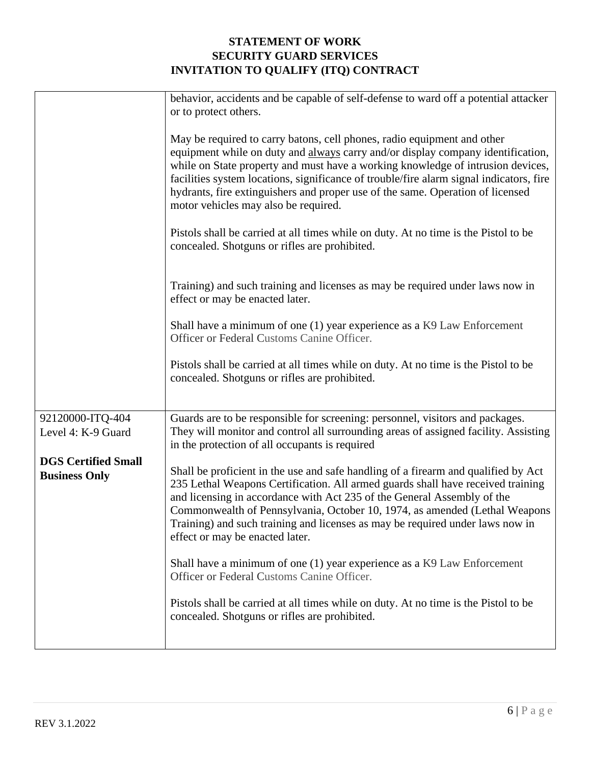| | |
|---|---|
| | behavior, accidents and be capable of self-defense to ward off a potential attacker or to protect others.<br><br>May be required to carry batons, cell phones, radio equipment and other equipment while on duty and <u>always</u> carry and/or display company identification, while on State property and must have a working knowledge of intrusion devices, facilities system locations, significance of trouble/fire alarm signal indicators, fire hydrants, fire extinguishers and proper use of the same. Operation of licensed motor vehicles may also be required.<br><br>Pistols shall be carried at all times while on duty. At no time is the Pistol to be concealed. Shotguns or rifles are prohibited.<br><br>Training) and such training and licenses as may be required under laws now in effect or may be enacted later.<br><br>Shall have a minimum of one (1) year experience as a K9 Law Enforcement Officer or Federal Customs Canine Officer.<br><br>Pistols shall be carried at all times while on duty. At no time is the Pistol to be concealed. Shotguns or rifles are prohibited. |
| 92120000-ITQ-404<br>Level 4: K-9 Guard<br><br>**DGS Certified Small Business Only** | Guards are to be responsible for screening: personnel, visitors and packages. They will monitor and control all surrounding areas of assigned facility. Assisting in the protection of all occupants is required<br><br>Shall be proficient in the use and safe handling of a firearm and qualified by Act 235 Lethal Weapons Certification. All armed guards shall have received training and licensing in accordance with Act 235 of the General Assembly of the Commonwealth of Pennsylvania, October 10, 1974, as amended (Lethal Weapons Training) and such training and licenses as may be required under laws now in effect or may be enacted later.<br><br>Shall have a minimum of one (1) year experience as a K9 Law Enforcement Officer or Federal Customs Canine Officer.<br><br>Pistols shall be carried at all times while on duty. At no time is the Pistol to be concealed. Shotguns or rifles are prohibited. |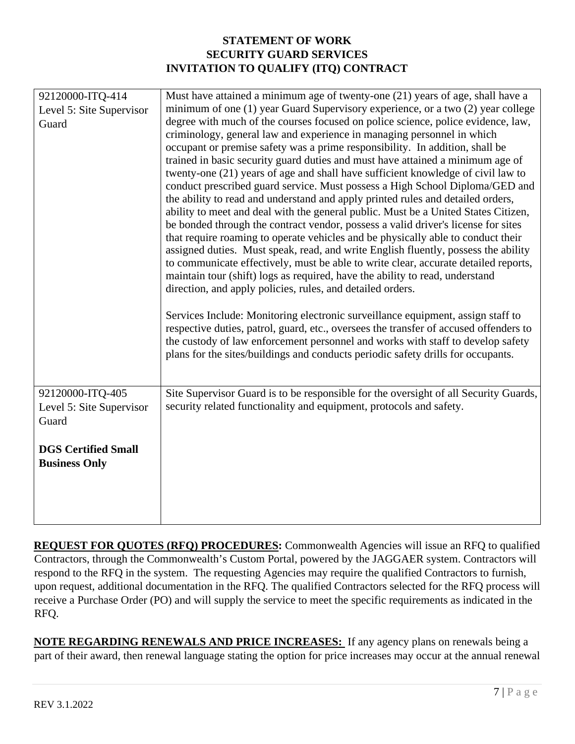| | |
|---|---|
| 92120000-ITQ-414<br>Level 5: Site Supervisor Guard | Must have attained a minimum age of twenty-one (21) years of age, shall have a minimum of one (1) year Guard Supervisory experience, or a two (2) year college degree with much of the courses focused on police science, police evidence, law, criminology, general law and experience in managing personnel in which occupant or premise safety was a prime responsibility. In addition, shall be trained in basic security guard duties and must have attained a minimum age of twenty-one (21) years of age and shall have sufficient knowledge of civil law to conduct prescribed guard service. Must possess a High School Diploma/GED and the ability to read and understand and apply printed rules and detailed orders, ability to meet and deal with the general public. Must be a United States Citizen, be bonded through the contract vendor, possess a valid driver's license for sites that require roaming to operate vehicles and be physically able to conduct their assigned duties. Must speak, read, and write English fluently, possess the ability to communicate effectively, must be able to write clear, accurate detailed reports, maintain tour (shift) logs as required, have the ability to read, understand direction, and apply policies, rules, and detailed orders.<br><br>Services Include: Monitoring electronic surveillance equipment, assign staff to respective duties, patrol, guard, etc., oversees the transfer of accused offenders to the custody of law enforcement personnel and works with staff to develop safety plans for the sites/buildings and conducts periodic safety drills for occupants. |
| 92120000-ITQ-405<br>Level 5: Site Supervisor Guard<br><br>**DGS Certified Small Business Only** | Site Supervisor Guard is to be responsible for the oversight of all Security Guards, security related functionality and equipment, protocols and safety. |

**REQUEST FOR QUOTES (RFQ) PROCEDURES:** Commonwealth Agencies will issue an RFQ to qualified Contractors, through the Commonwealth's Custom Portal, powered by the JAGGAER system. Contractors will respond to the RFQ in the system. The requesting Agencies may require the qualified Contractors to furnish, upon request, additional documentation in the RFQ. The qualified Contractors selected for the RFQ process will receive a Purchase Order (PO) and will supply the service to meet the specific requirements as indicated in the RFQ.

**NOTE REGARDING RENEWALS AND PRICE INCREASES:** If any agency plans on renewals being a part of their award, then renewal language stating the option for price increases may occur at the annual renewal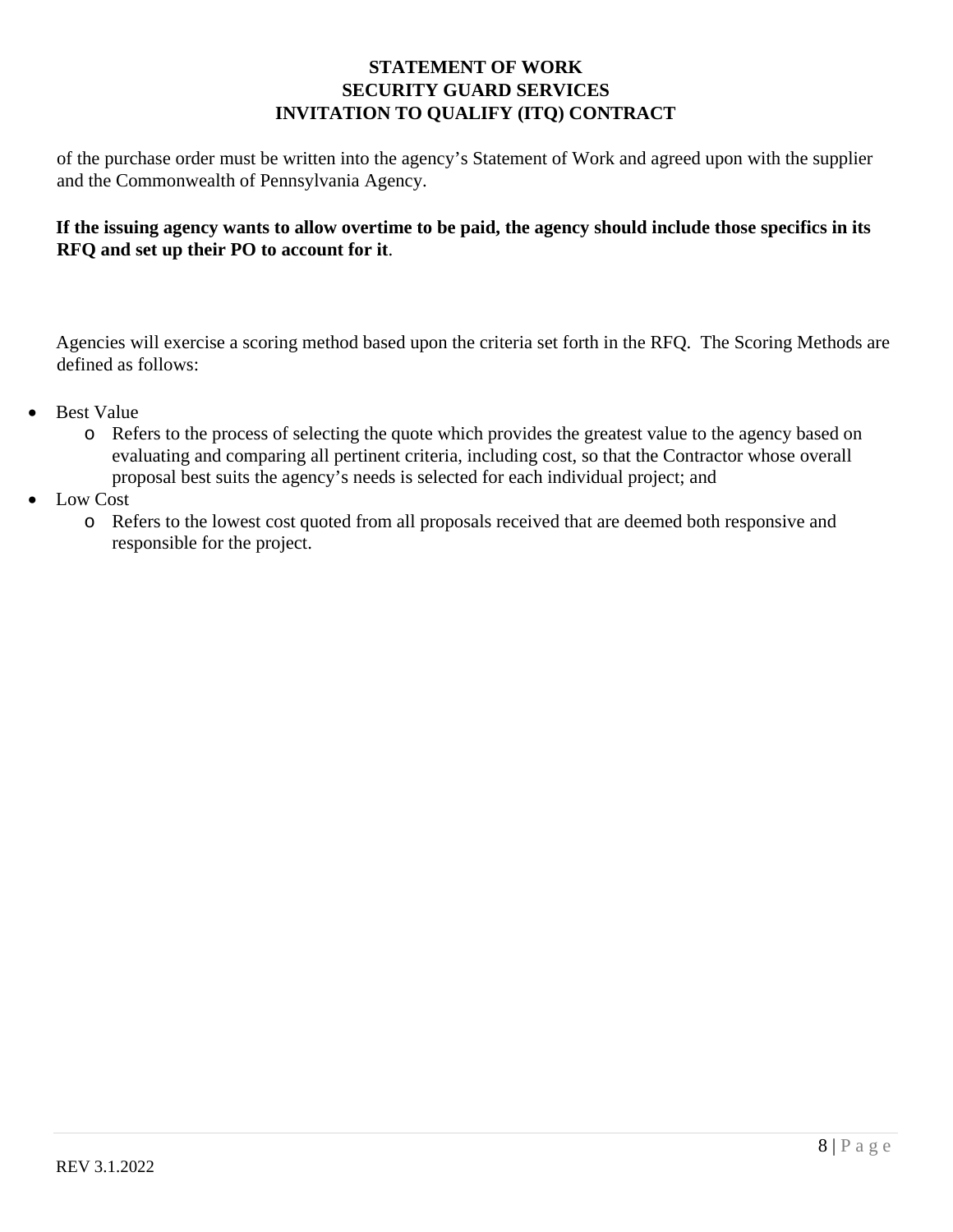of the purchase order must be written into the agency's Statement of Work and agreed upon with the supplier and the Commonwealth of Pennsylvania Agency.

**If the issuing agency wants to allow overtime to be paid, the agency should include those specifics in its RFQ and set up their PO to account for it**.

Agencies will exercise a scoring method based upon the criteria set forth in the RFQ. The Scoring Methods are defined as follows:

- Best Value
  - Refers to the process of selecting the quote which provides the greatest value to the agency based on evaluating and comparing all pertinent criteria, including cost, so that the Contractor whose overall proposal best suits the agency's needs is selected for each individual project; and
- Low Cost
  - Refers to the lowest cost quoted from all proposals received that are deemed both responsive and responsible for the project.